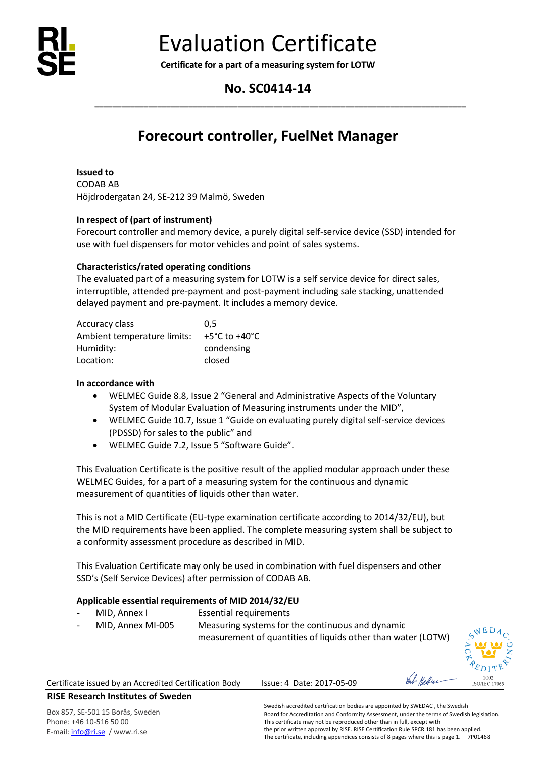# Evaluation Certificate

**Certificate for a part of a measuring system for LOTW**

## No. SC0414-14

## Forecourt controller, FuelNet Manager

**Issued to**
CODAB AB
Höjdrodergatan 24, SE-212 39 Malmö, Sweden

**In respect of (part of instrument)**
Forecourt controller and memory device, a purely digital self-service device (SSD) intended for use with fuel dispensers for motor vehicles and point of sales systems.

**Characteristics/rated operating conditions**
The evaluated part of a measuring system for LOTW is a self service device for direct sales, interruptible, attended pre-payment and post-payment including sale stacking, unattended delayed payment and pre-payment. It includes a memory device.

| | |
|---|---|
| Accuracy class | 0,5 |
| Ambient temperature limits: | +5°C to +40°C |
| Humidity: | condensing |
| Location: | closed |

**In accordance with**

- WELMEC Guide 8.8, Issue 2 "General and Administrative Aspects of the Voluntary System of Modular Evaluation of Measuring instruments under the MID",
- WELMEC Guide 10.7, Issue 1 "Guide on evaluating purely digital self-service devices (PDSSD) for sales to the public" and
- WELMEC Guide 7.2, Issue 5 "Software Guide".

This Evaluation Certificate is the positive result of the applied modular approach under these WELMEC Guides, for a part of a measuring system for the continuous and dynamic measurement of quantities of liquids other than water.

This is not a MID Certificate (EU-type examination certificate according to 2014/32/EU), but the MID requirements have been applied. The complete measuring system shall be subject to a conformity assessment procedure as described in MID.

This Evaluation Certificate may only be used in combination with fuel dispensers and other SSD's (Self Service Devices) after permission of CODAB AB.

**Applicable essential requirements of MID 2014/32/EU**

- MID, Annex I — Essential requirements
- MID, Annex MI-005 — Measuring systems for the continuous and dynamic measurement of quantities of liquids other than water (LOTW)

Certificate issued by an Accredited Certification Body    Issue: 4  Date: 2017-05-09

**RISE Research Institutes of Sweden**

Box 857, SE-501 15 Borås, Sweden
Phone: +46 10-516 50 00
E-mail: info@ri.se / www.ri.se

Swedish accredited certification bodies are appointed by SWEDAC , the Swedish Board for Accreditation and Conformity Assessment, under the terms of Swedish legislation. This certificate may not be reproduced other than in full, except with the prior written approval by RISE. RISE Certification Rule SPCR 181 has been applied. The certificate, including appendices consists of 8 pages where this is page 1.   7P01468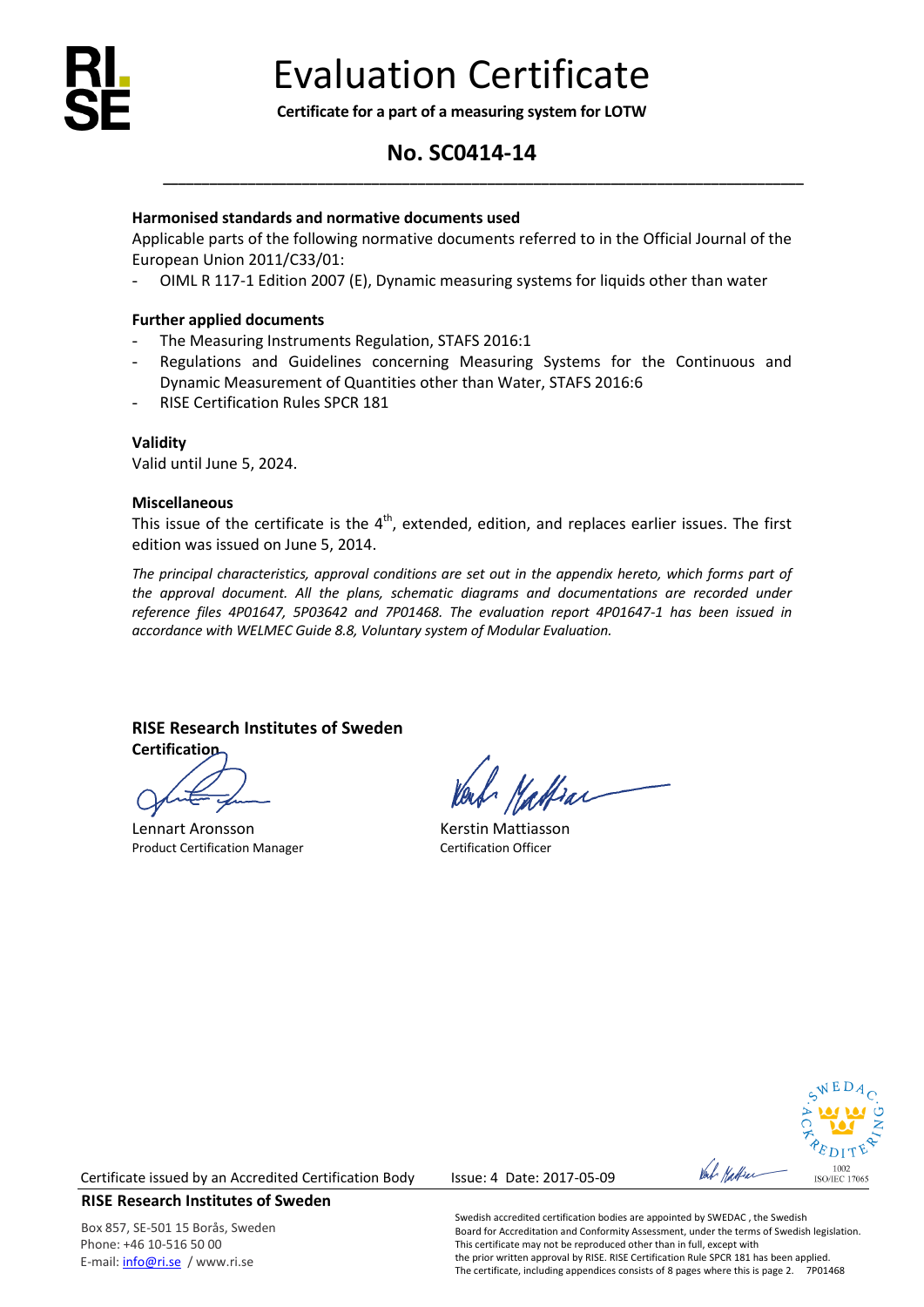# Evaluation Certificate

**Certificate for a part of a measuring system for LOTW**

## No. SC0414-14

**Harmonised standards and normative documents used**

Applicable parts of the following normative documents referred to in the Official Journal of the European Union 2011/C33/01:

- OIML R 117-1 Edition 2007 (E), Dynamic measuring systems for liquids other than water

**Further applied documents**

- The Measuring Instruments Regulation, STAFS 2016:1
- Regulations and Guidelines concerning Measuring Systems for the Continuous and Dynamic Measurement of Quantities other than Water, STAFS 2016:6
- RISE Certification Rules SPCR 181

**Validity**

Valid until June 5, 2024.

**Miscellaneous**

This issue of the certificate is the 4th, extended, edition, and replaces earlier issues. The first edition was issued on June 5, 2014.

*The principal characteristics, approval conditions are set out in the appendix hereto, which forms part of the approval document. All the plans, schematic diagrams and documentations are recorded under reference files 4P01647, 5P03642 and 7P01468. The evaluation report 4P01647-1 has been issued in accordance with WELMEC Guide 8.8, Voluntary system of Modular Evaluation.*

**RISE Research Institutes of Sweden**
**Certification**

Lennart Aronsson
Product Certification Manager

Kerstin Mattiasson
Certification Officer

Certificate issued by an Accredited Certification Body

Issue: 4 Date: 2017-05-09

1002 ISO/IEC 17065

**RISE Research Institutes of Sweden**

Box 857, SE-501 15 Borås, Sweden
Phone: +46 10-516 50 00
E-mail: info@ri.se / www.ri.se

Swedish accredited certification bodies are appointed by SWEDAC , the Swedish Board for Accreditation and Conformity Assessment, under the terms of Swedish legislation. This certificate may not be reproduced other than in full, except with the prior written approval by RISE. RISE Certification Rule SPCR 181 has been applied. The certificate, including appendices consists of 8 pages where this is page 2. 7P01468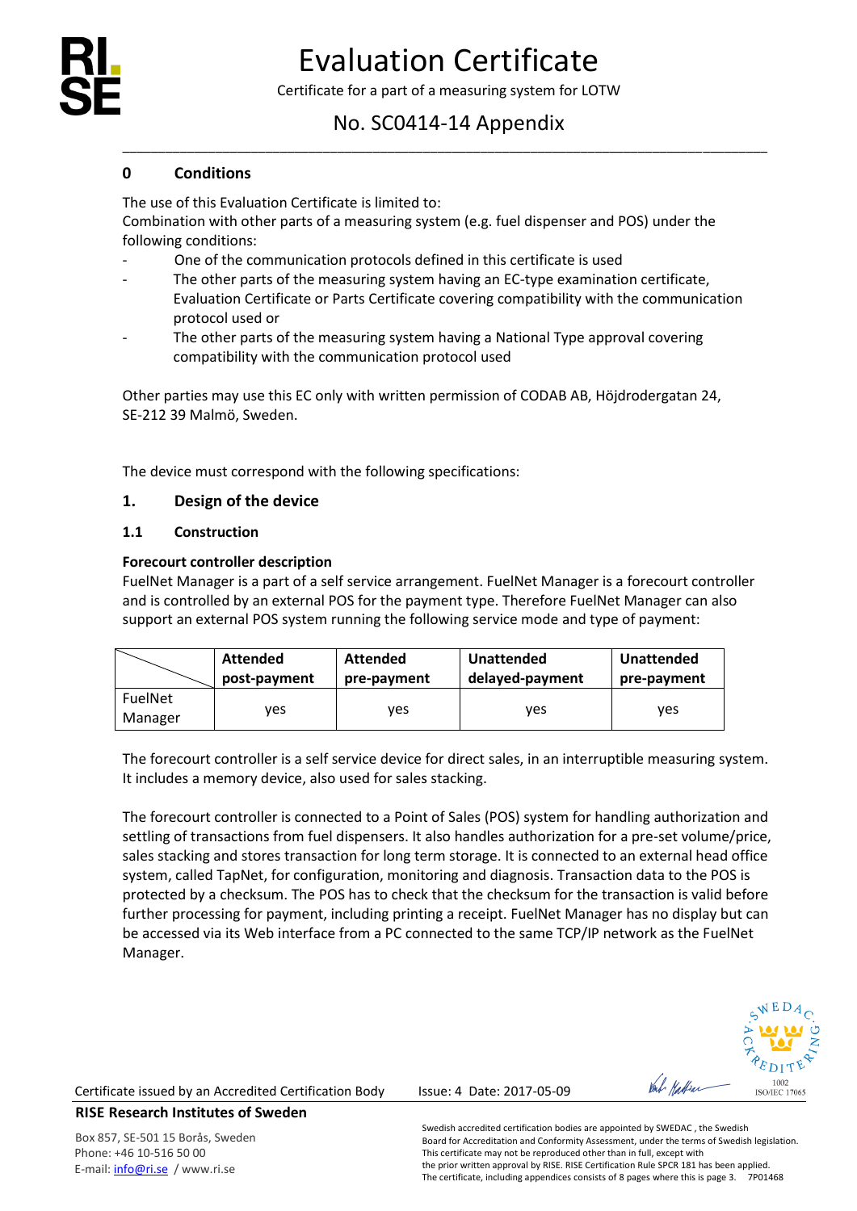# Evaluation Certificate

Certificate for a part of a measuring system for LOTW

## No. SC0414-14 Appendix

## 0 Conditions

The use of this Evaluation Certificate is limited to:
Combination with other parts of a measuring system (e.g. fuel dispenser and POS) under the following conditions:

- One of the communication protocols defined in this certificate is used
- The other parts of the measuring system having an EC-type examination certificate, Evaluation Certificate or Parts Certificate covering compatibility with the communication protocol used or
- The other parts of the measuring system having a National Type approval covering compatibility with the communication protocol used

Other parties may use this EC only with written permission of CODAB AB, Höjdrodergatan 24, SE-212 39 Malmö, Sweden.

The device must correspond with the following specifications:

## 1. Design of the device

### 1.1 Construction

**Forecourt controller description**

FuelNet Manager is a part of a self service arrangement. FuelNet Manager is a forecourt controller and is controlled by an external POS for the payment type. Therefore FuelNet Manager can also support an external POS system running the following service mode and type of payment:

| | Attended post-payment | Attended pre-payment | Unattended delayed-payment | Unattended pre-payment |
|---|---|---|---|---|
| FuelNet Manager | yes | yes | yes | yes |

The forecourt controller is a self service device for direct sales, in an interruptible measuring system. It includes a memory device, also used for sales stacking.

The forecourt controller is connected to a Point of Sales (POS) system for handling authorization and settling of transactions from fuel dispensers. It also handles authorization for a pre-set volume/price, sales stacking and stores transaction for long term storage. It is connected to an external head office system, called TapNet, for configuration, monitoring and diagnosis. Transaction data to the POS is protected by a checksum. The POS has to check that the checksum for the transaction is valid before further processing for payment, including printing a receipt. FuelNet Manager has no display but can be accessed via its Web interface from a PC connected to the same TCP/IP network as the FuelNet Manager.

Certificate issued by an Accredited Certification Body

Issue: 4 Date: 2017-05-09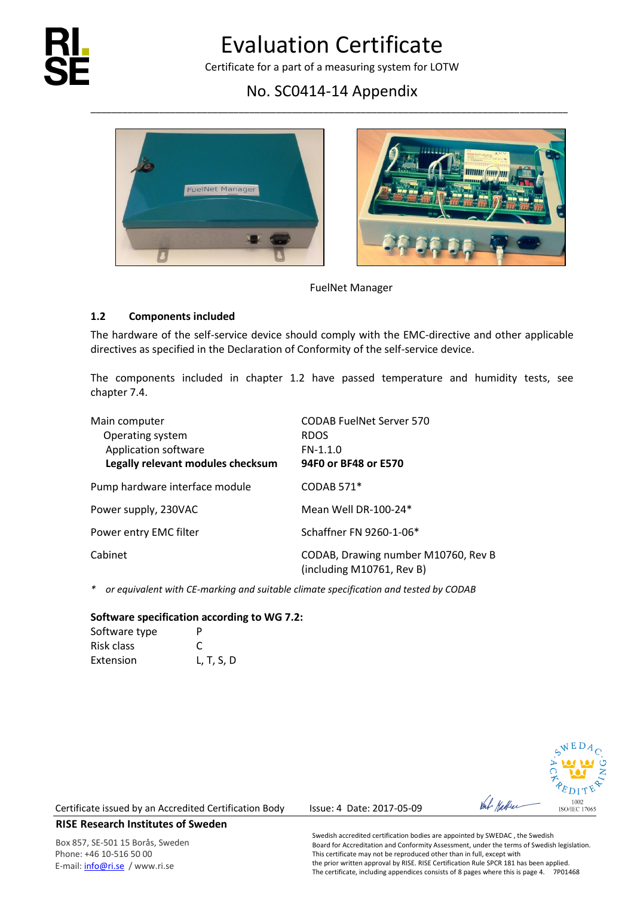# Evaluation Certificate

Certificate for a part of a measuring system for LOTW

No. SC0414-14 Appendix

FuelNet Manager

### 1.2 Components included

The hardware of the self-service device should comply with the EMC-directive and other applicable directives as specified in the Declaration of Conformity of the self-service device.

The components included in chapter 1.2 have passed temperature and humidity tests, see chapter 7.4.

| | |
|---|---|
| Main computer | CODAB FuelNet Server 570 |
| Operating system | RDOS |
| Application software | FN-1.1.0 |
| **Legally relevant modules checksum** | **94F0 or BF48 or E570** |
| Pump hardware interface module | CODAB 571* |
| Power supply, 230VAC | Mean Well DR-100-24* |
| Power entry EMC filter | Schaffner FN 9260-1-06* |
| Cabinet | CODAB, Drawing number M10760, Rev B (including M10761, Rev B) |

*\* or equivalent with CE-marking and suitable climate specification and tested by CODAB*

**Software specification according to WG 7.2:**

| | |
|---|---|
| Software type | P |
| Risk class | C |
| Extension | L, T, S, D |

Certificate issued by an Accredited Certification Body

Issue: 4 Date: 2017-05-09

**RISE Research Institutes of Sweden**

Box 857, SE-501 15 Borås, Sweden
Phone: +46 10-516 50 00
E-mail: info@ri.se / www.ri.se

Swedish accredited certification bodies are appointed by SWEDAC , the Swedish Board for Accreditation and Conformity Assessment, under the terms of Swedish legislation. This certificate may not be reproduced other than in full, except with the prior written approval by RISE. RISE Certification Rule SPCR 181 has been applied. The certificate, including appendices consists of 8 pages where this is page 4. 7P01468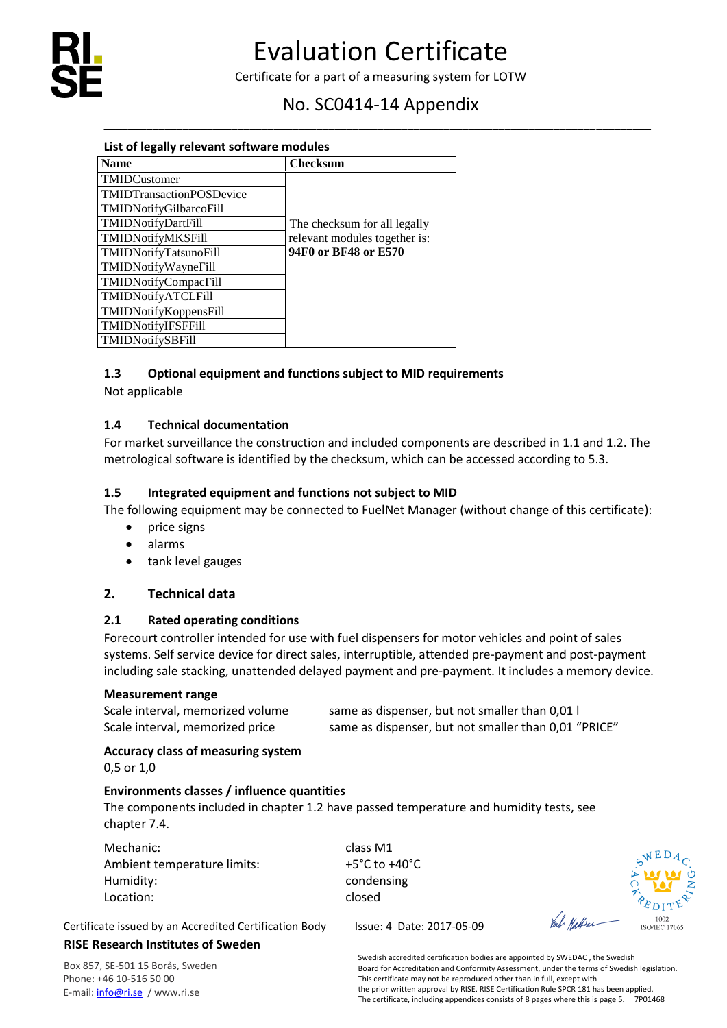# Evaluation Certificate

Certificate for a part of a measuring system for LOTW

## No. SC0414-14 Appendix

**List of legally relevant software modules**

| Name | Checksum |
|---|---|
| TMIDCustomer | The checksum for all legally relevant modules together is: **94F0 or BF48 or E570** |
| TMIDTransactionPOSDevice | |
| TMIDNotifyGilbarcoFill | |
| TMIDNotifyDartFill | |
| TMIDNotifyMKSFill | |
| TMIDNotifyTatsunoFill | |
| TMIDNotifyWayneFill | |
| TMIDNotifyCompacFill | |
| TMIDNotifyATCLFill | |
| TMIDNotifyKoppensFill | |
| TMIDNotifyIFSFFill | |
| TMIDNotifySBFill | |

### 1.3 Optional equipment and functions subject to MID requirements

Not applicable

### 1.4 Technical documentation

For market surveillance the construction and included components are described in 1.1 and 1.2. The metrological software is identified by the checksum, which can be accessed according to 5.3.

### 1.5 Integrated equipment and functions not subject to MID

The following equipment may be connected to FuelNet Manager (without change of this certificate):

- price signs
- alarms
- tank level gauges

## 2. Technical data

### 2.1 Rated operating conditions

Forecourt controller intended for use with fuel dispensers for motor vehicles and point of sales systems. Self service device for direct sales, interruptible, attended pre-payment and post-payment including sale stacking, unattended delayed payment and pre-payment. It includes a memory device.

**Measurement range**

Scale interval, memorized volume — same as dispenser, but not smaller than 0,01 l
Scale interval, memorized price — same as dispenser, but not smaller than 0,01 "PRICE"

**Accuracy class of measuring system**

0,5 or 1,0

**Environments classes / influence quantities**

The components included in chapter 1.2 have passed temperature and humidity tests, see chapter 7.4.

Mechanic: class M1
Ambient temperature limits: +5°C to +40°C
Humidity: condensing
Location: closed

Certificate issued by an Accredited Certification Body — Issue: 4 Date: 2017-05-09

**RISE Research Institutes of Sweden**

Box 857, SE-501 15 Borås, Sweden
Phone: +46 10-516 50 00
E-mail: info@ri.se / www.ri.se

Swedish accredited certification bodies are appointed by SWEDAC, the Swedish Board for Accreditation and Conformity Assessment, under the terms of Swedish legislation. This certificate may not be reproduced other than in full, except with the prior written approval by RISE. RISE Certification Rule SPCR 181 has been applied. The certificate, including appendices consists of 8 pages where this is page 5. 7P01468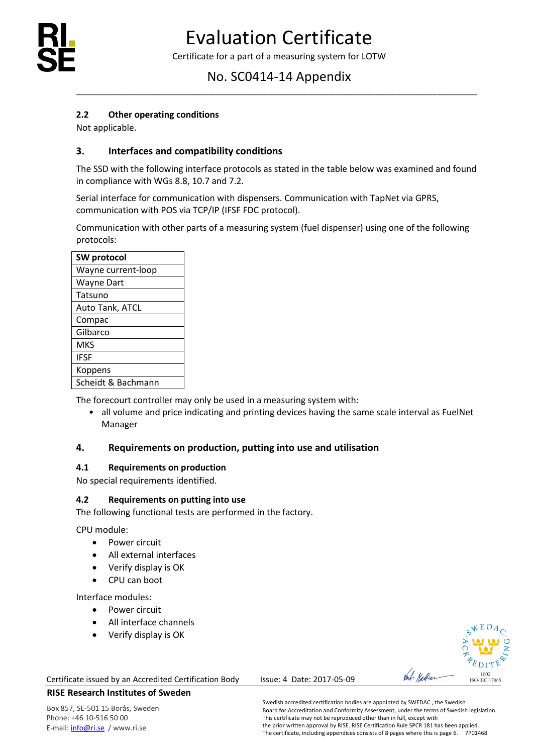### 2.2 Other operating conditions

Not applicable.

## 3. Interfaces and compatibility conditions

The SSD with the following interface protocols as stated in the table below was examined and found in compliance with WGs 8.8, 10.7 and 7.2.

Serial interface for communication with dispensers. Communication with TapNet via GPRS, communication with POS via TCP/IP (IFSF FDC protocol).

Communication with other parts of a measuring system (fuel dispenser) using one of the following protocols:

| SW protocol |
|---|
| Wayne current-loop |
| Wayne Dart |
| Tatsuno |
| Auto Tank, ATCL |
| Compac |
| Gilbarco |
| MKS |
| IFSF |
| Koppens |
| Scheidt & Bachmann |

The forecourt controller may only be used in a measuring system with:

- all volume and price indicating and printing devices having the same scale interval as FuelNet Manager

## 4. Requirements on production, putting into use and utilisation

### 4.1 Requirements on production

No special requirements identified.

### 4.2 Requirements on putting into use

The following functional tests are performed in the factory.

CPU module:

- Power circuit
- All external interfaces
- Verify display is OK
- CPU can boot

Interface modules:

- Power circuit
- All interface channels
- Verify display is OK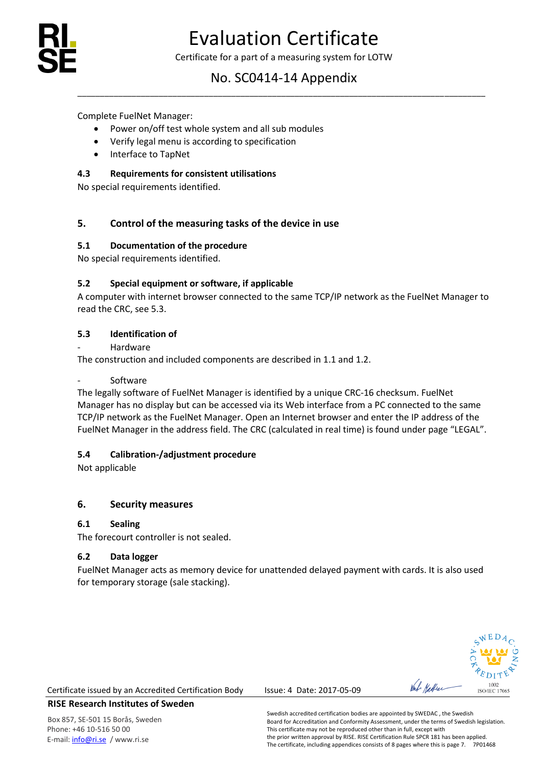Complete FuelNet Manager:

- Power on/off test whole system and all sub modules
- Verify legal menu is according to specification
- Interface to TapNet

### 4.3 Requirements for consistent utilisations

No special requirements identified.

## 5. Control of the measuring tasks of the device in use

### 5.1 Documentation of the procedure

No special requirements identified.

### 5.2 Special equipment or software, if applicable

A computer with internet browser connected to the same TCP/IP network as the FuelNet Manager to read the CRC, see 5.3.

### 5.3 Identification of

- Hardware

The construction and included components are described in 1.1 and 1.2.

- Software

The legally software of FuelNet Manager is identified by a unique CRC-16 checksum. FuelNet Manager has no display but can be accessed via its Web interface from a PC connected to the same TCP/IP network as the FuelNet Manager. Open an Internet browser and enter the IP address of the FuelNet Manager in the address field. The CRC (calculated in real time) is found under page "LEGAL".

### 5.4 Calibration-/adjustment procedure

Not applicable

## 6. Security measures

### 6.1 Sealing

The forecourt controller is not sealed.

### 6.2 Data logger

FuelNet Manager acts as memory device for unattended delayed payment with cards. It is also used for temporary storage (sale stacking).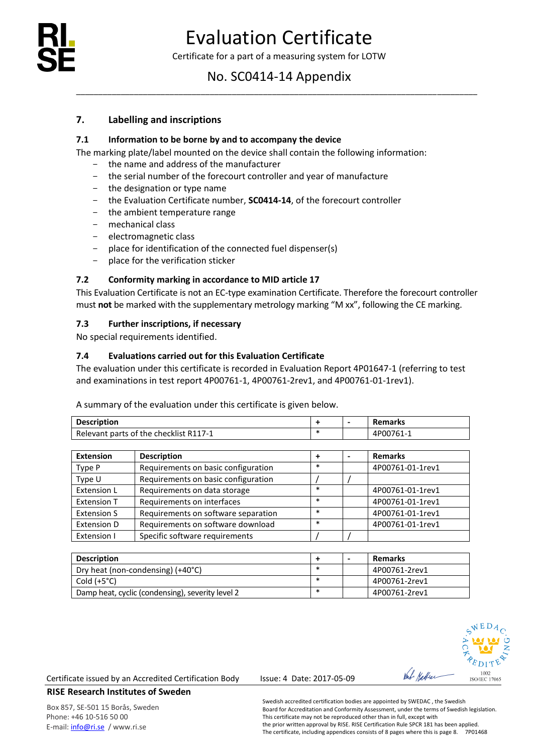# Evaluation Certificate

Certificate for a part of a measuring system for LOTW

## No. SC0414-14 Appendix

### 7. Labelling and inscriptions

#### 7.1 Information to be borne by and to accompany the device

The marking plate/label mounted on the device shall contain the following information:

- the name and address of the manufacturer
- the serial number of the forecourt controller and year of manufacture
- the designation or type name
- the Evaluation Certificate number, **SC0414-14**, of the forecourt controller
- the ambient temperature range
- mechanical class
- electromagnetic class
- place for identification of the connected fuel dispenser(s)
- place for the verification sticker

#### 7.2 Conformity marking in accordance to MID article 17

This Evaluation Certificate is not an EC-type examination Certificate. Therefore the forecourt controller must **not** be marked with the supplementary metrology marking "M xx", following the CE marking.

#### 7.3 Further inscriptions, if necessary

No special requirements identified.

#### 7.4 Evaluations carried out for this Evaluation Certificate

The evaluation under this certificate is recorded in Evaluation Report 4P01647-1 (referring to test and examinations in test report 4P00761-1, 4P00761-2rev1, and 4P00761-01-1rev1).

A summary of the evaluation under this certificate is given below.

| Description | + | - | Remarks |
|---|---|---|---|
| Relevant parts of the checklist R117-1 | * | | 4P00761-1 |

| Extension | Description | + | - | Remarks |
|---|---|---|---|---|
| Type P | Requirements on basic configuration | * | | 4P00761-01-1rev1 |
| Type U | Requirements on basic configuration | / | / | |
| Extension L | Requirements on data storage | * | | 4P00761-01-1rev1 |
| Extension T | Requirements on interfaces | * | | 4P00761-01-1rev1 |
| Extension S | Requirements on software separation | * | | 4P00761-01-1rev1 |
| Extension D | Requirements on software download | * | | 4P00761-01-1rev1 |
| Extension I | Specific software requirements | / | / | |

| Description | + | - | Remarks |
|---|---|---|---|
| Dry heat (non-condensing) (+40°C) | * | | 4P00761-2rev1 |
| Cold (+5°C) | * | | 4P00761-2rev1 |
| Damp heat, cyclic (condensing), severity level 2 | * | | 4P00761-2rev1 |

Certificate issued by an Accredited Certification Body

Issue: 4 Date: 2017-05-09

**RISE Research Institutes of Sweden**

Box 857, SE-501 15 Borås, Sweden
Phone: +46 10-516 50 00
E-mail: info@ri.se / www.ri.se

Swedish accredited certification bodies are appointed by SWEDAC , the Swedish Board for Accreditation and Conformity Assessment, under the terms of Swedish legislation. This certificate may not be reproduced other than in full, except with the prior written approval by RISE. RISE Certification Rule SPCR 181 has been applied. The certificate, including appendices consists of 8 pages where this is page 8. 7P01468

1002
ISO/IEC 17065